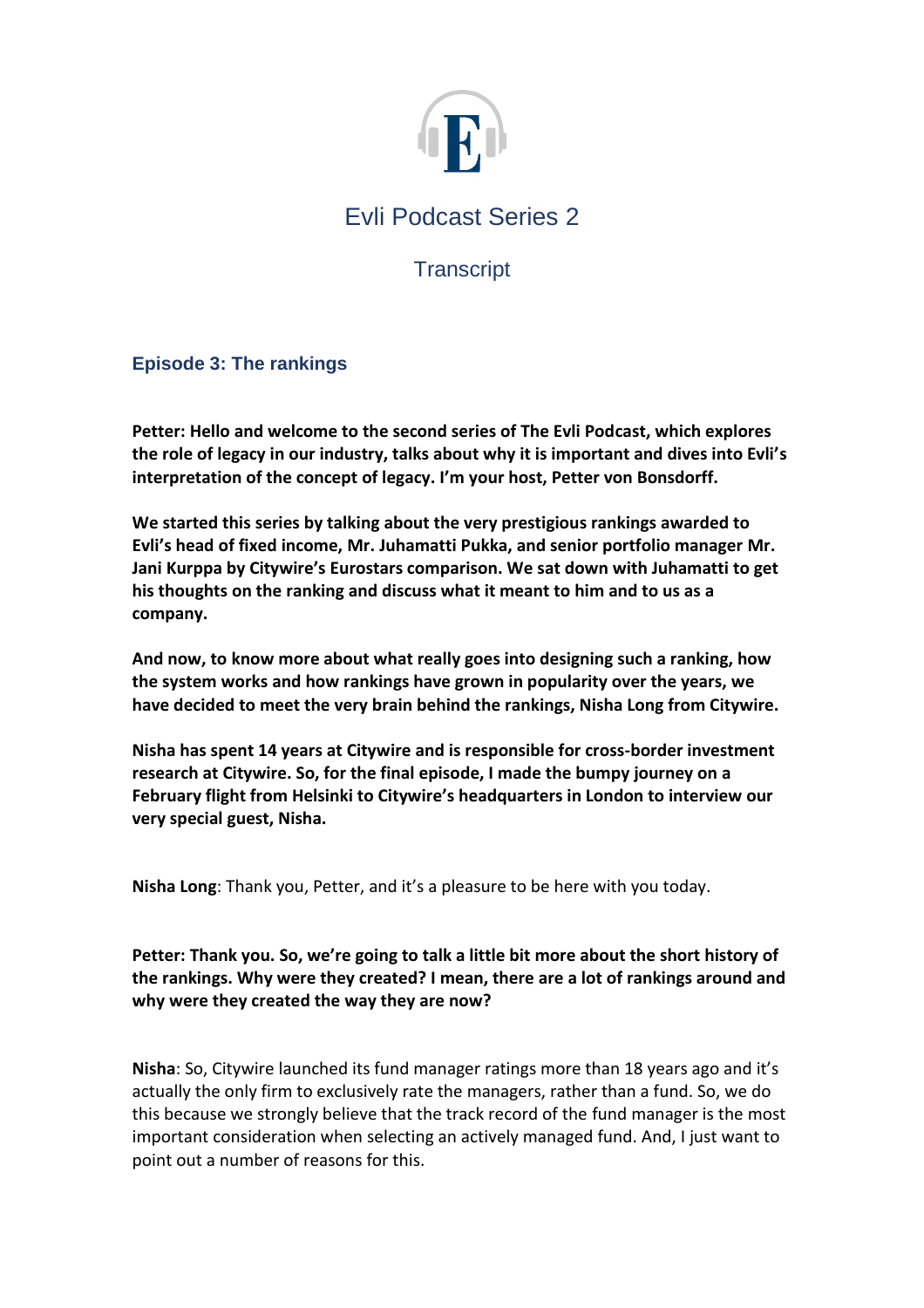# Evli Podcast Series 2

## Transcript

### Episode 3: The rankings

**Petter: Hello and welcome to the second series of The Evli Podcast, which explores the role of legacy in our industry, talks about why it is important and dives into Evli's interpretation of the concept of legacy. I'm your host, Petter von Bonsdorff.**

**We started this series by talking about the very prestigious rankings awarded to Evli's head of fixed income, Mr. Juhamatti Pukka, and senior portfolio manager Mr. Jani Kurppa by Citywire's Eurostars comparison. We sat down with Juhamatti to get his thoughts on the ranking and discuss what it meant to him and to us as a company.**

**And now, to know more about what really goes into designing such a ranking, how the system works and how rankings have grown in popularity over the years, we have decided to meet the very brain behind the rankings, Nisha Long from Citywire.**

**Nisha has spent 14 years at Citywire and is responsible for cross-border investment research at Citywire. So, for the final episode, I made the bumpy journey on a February flight from Helsinki to Citywire's headquarters in London to interview our very special guest, Nisha.**

**Nisha Long**: Thank you, Petter, and it's a pleasure to be here with you today.

**Petter: Thank you. So, we're going to talk a little bit more about the short history of the rankings. Why were they created? I mean, there are a lot of rankings around and why were they created the way they are now?**

**Nisha**: So, Citywire launched its fund manager ratings more than 18 years ago and it's actually the only firm to exclusively rate the managers, rather than a fund. So, we do this because we strongly believe that the track record of the fund manager is the most important consideration when selecting an actively managed fund. And, I just want to point out a number of reasons for this.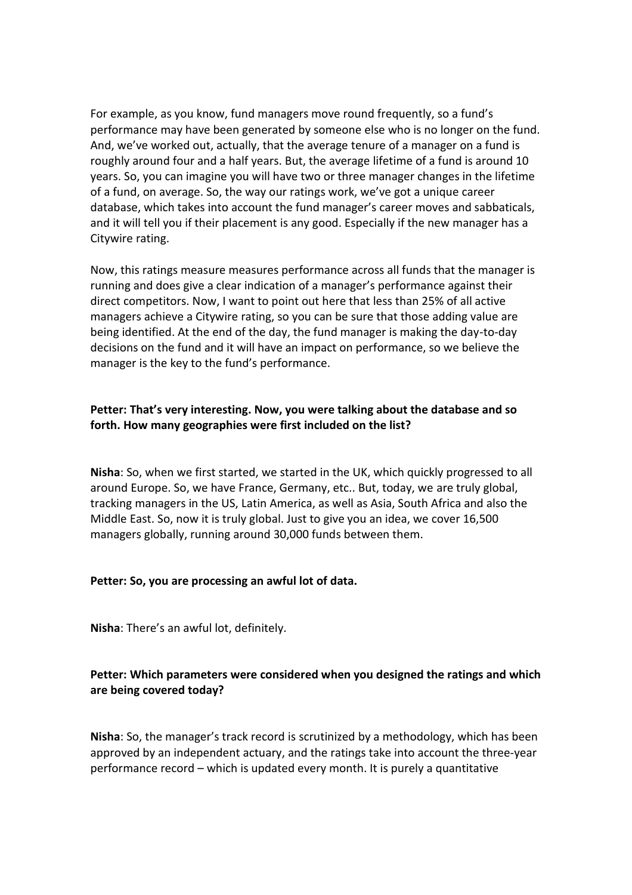For example, as you know, fund managers move round frequently, so a fund's performance may have been generated by someone else who is no longer on the fund. And, we've worked out, actually, that the average tenure of a manager on a fund is roughly around four and a half years. But, the average lifetime of a fund is around 10 years. So, you can imagine you will have two or three manager changes in the lifetime of a fund, on average. So, the way our ratings work, we've got a unique career database, which takes into account the fund manager's career moves and sabbaticals, and it will tell you if their placement is any good. Especially if the new manager has a Citywire rating.

Now, this ratings measure measures performance across all funds that the manager is running and does give a clear indication of a manager's performance against their direct competitors. Now, I want to point out here that less than 25% of all active managers achieve a Citywire rating, so you can be sure that those adding value are being identified. At the end of the day, the fund manager is making the day-to-day decisions on the fund and it will have an impact on performance, so we believe the manager is the key to the fund's performance.

**Petter: That's very interesting. Now, you were talking about the database and so forth. How many geographies were first included on the list?**

**Nisha**: So, when we first started, we started in the UK, which quickly progressed to all around Europe. So, we have France, Germany, etc.. But, today, we are truly global, tracking managers in the US, Latin America, as well as Asia, South Africa and also the Middle East. So, now it is truly global. Just to give you an idea, we cover 16,500 managers globally, running around 30,000 funds between them.

**Petter: So, you are processing an awful lot of data.**

**Nisha**: There's an awful lot, definitely.

**Petter: Which parameters were considered when you designed the ratings and which are being covered today?**

**Nisha**: So, the manager's track record is scrutinized by a methodology, which has been approved by an independent actuary, and the ratings take into account the three-year performance record – which is updated every month. It is purely a quantitative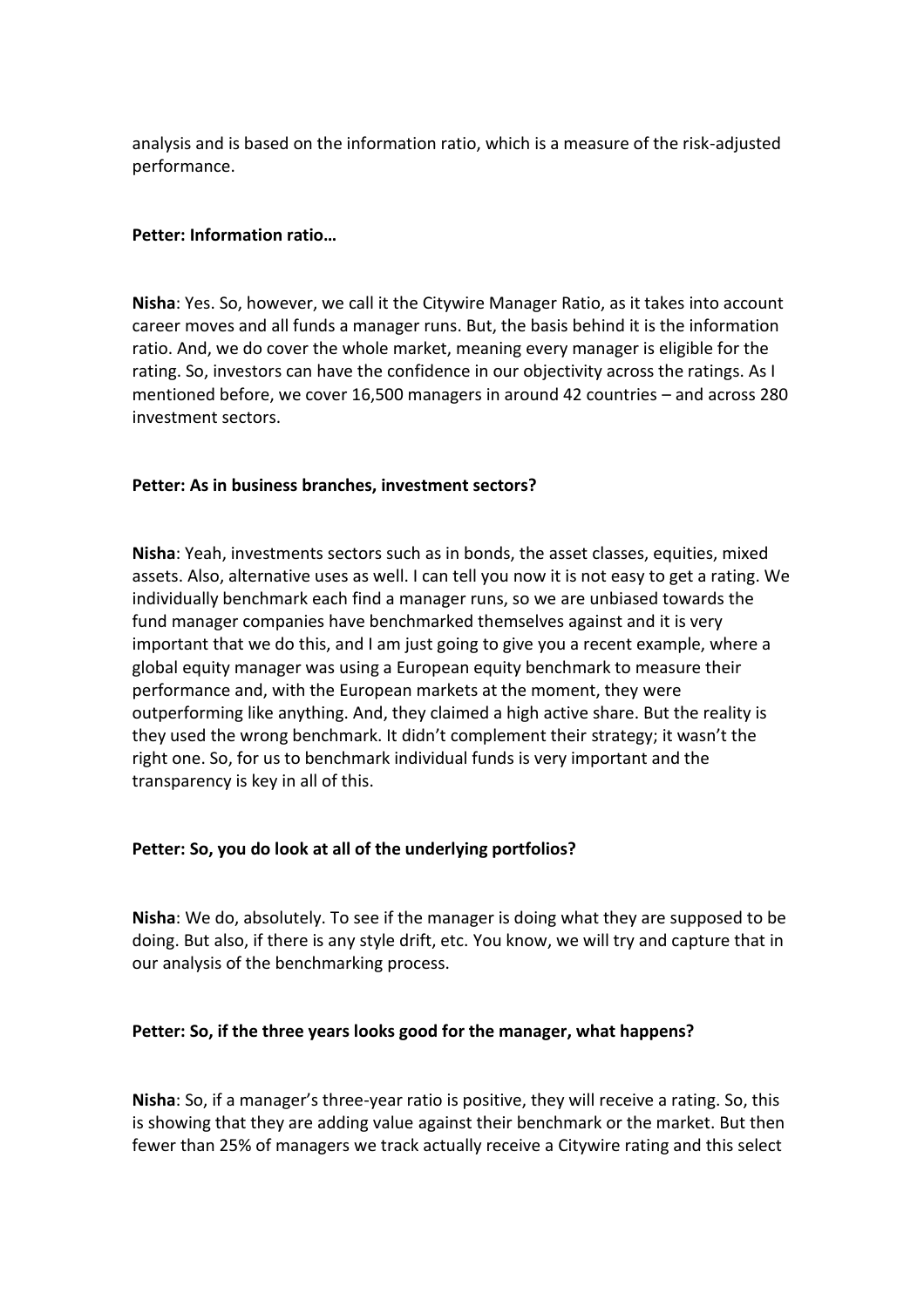analysis and is based on the information ratio, which is a measure of the risk-adjusted performance.

**Petter: Information ratio…**

**Nisha**: Yes. So, however, we call it the Citywire Manager Ratio, as it takes into account career moves and all funds a manager runs. But, the basis behind it is the information ratio. And, we do cover the whole market, meaning every manager is eligible for the rating. So, investors can have the confidence in our objectivity across the ratings. As I mentioned before, we cover 16,500 managers in around 42 countries – and across 280 investment sectors.

**Petter: As in business branches, investment sectors?**

**Nisha**: Yeah, investments sectors such as in bonds, the asset classes, equities, mixed assets. Also, alternative uses as well. I can tell you now it is not easy to get a rating. We individually benchmark each find a manager runs, so we are unbiased towards the fund manager companies have benchmarked themselves against and it is very important that we do this, and I am just going to give you a recent example, where a global equity manager was using a European equity benchmark to measure their performance and, with the European markets at the moment, they were outperforming like anything. And, they claimed a high active share. But the reality is they used the wrong benchmark. It didn't complement their strategy; it wasn't the right one. So, for us to benchmark individual funds is very important and the transparency is key in all of this.

**Petter: So, you do look at all of the underlying portfolios?**

**Nisha**: We do, absolutely. To see if the manager is doing what they are supposed to be doing. But also, if there is any style drift, etc. You know, we will try and capture that in our analysis of the benchmarking process.

**Petter: So, if the three years looks good for the manager, what happens?**

**Nisha**: So, if a manager's three-year ratio is positive, they will receive a rating. So, this is showing that they are adding value against their benchmark or the market. But then fewer than 25% of managers we track actually receive a Citywire rating and this select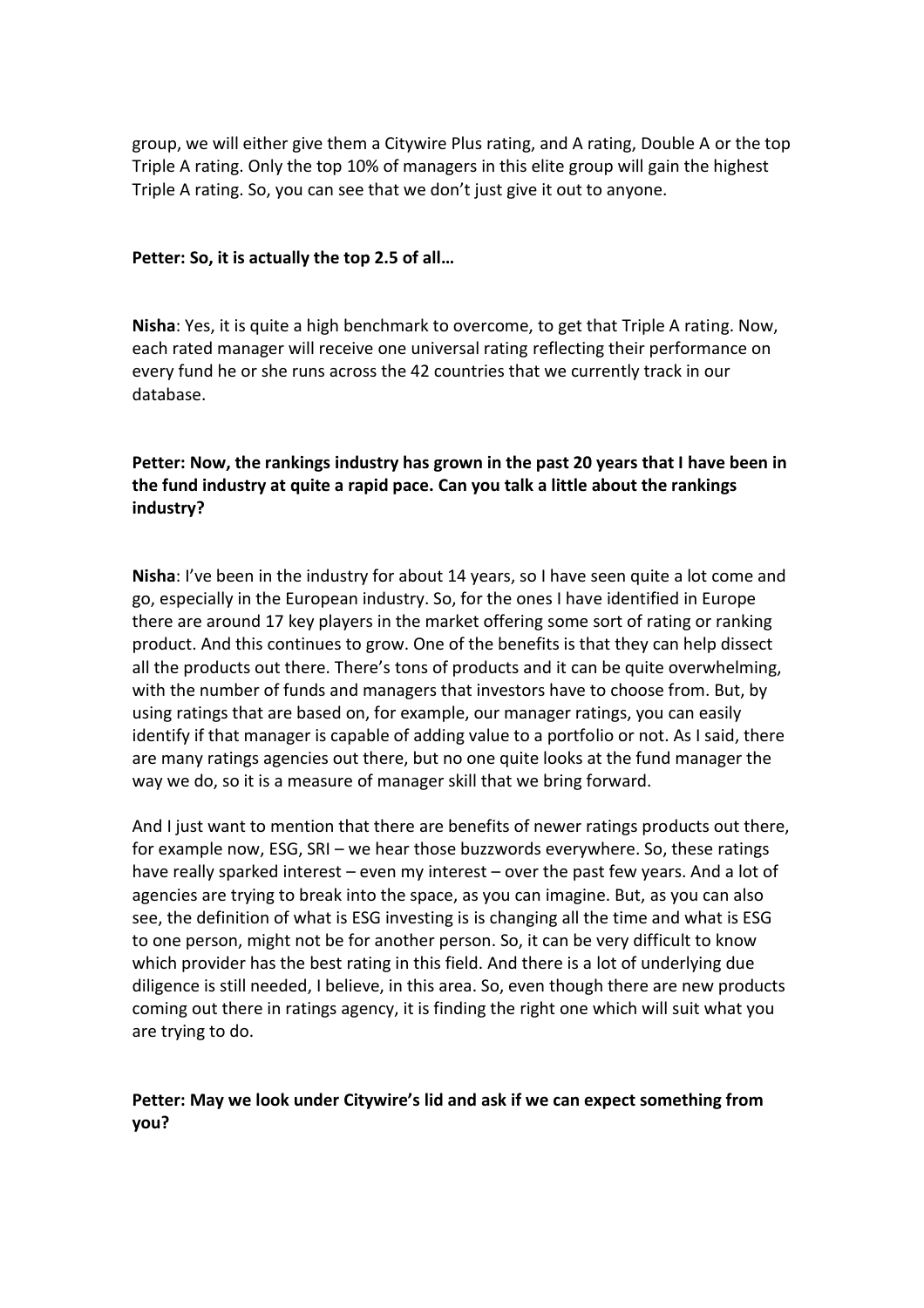group, we will either give them a Citywire Plus rating, and A rating, Double A or the top Triple A rating. Only the top 10% of managers in this elite group will gain the highest Triple A rating. So, you can see that we don't just give it out to anyone.

**Petter: So, it is actually the top 2.5 of all…**

**Nisha**: Yes, it is quite a high benchmark to overcome, to get that Triple A rating. Now, each rated manager will receive one universal rating reflecting their performance on every fund he or she runs across the 42 countries that we currently track in our database.

**Petter: Now, the rankings industry has grown in the past 20 years that I have been in the fund industry at quite a rapid pace. Can you talk a little about the rankings industry?**

**Nisha**: I've been in the industry for about 14 years, so I have seen quite a lot come and go, especially in the European industry. So, for the ones I have identified in Europe there are around 17 key players in the market offering some sort of rating or ranking product. And this continues to grow. One of the benefits is that they can help dissect all the products out there. There's tons of products and it can be quite overwhelming, with the number of funds and managers that investors have to choose from. But, by using ratings that are based on, for example, our manager ratings, you can easily identify if that manager is capable of adding value to a portfolio or not. As I said, there are many ratings agencies out there, but no one quite looks at the fund manager the way we do, so it is a measure of manager skill that we bring forward.

And I just want to mention that there are benefits of newer ratings products out there, for example now, ESG, SRI – we hear those buzzwords everywhere. So, these ratings have really sparked interest – even my interest – over the past few years. And a lot of agencies are trying to break into the space, as you can imagine. But, as you can also see, the definition of what is ESG investing is is changing all the time and what is ESG to one person, might not be for another person. So, it can be very difficult to know which provider has the best rating in this field. And there is a lot of underlying due diligence is still needed, I believe, in this area. So, even though there are new products coming out there in ratings agency, it is finding the right one which will suit what you are trying to do.

**Petter: May we look under Citywire's lid and ask if we can expect something from you?**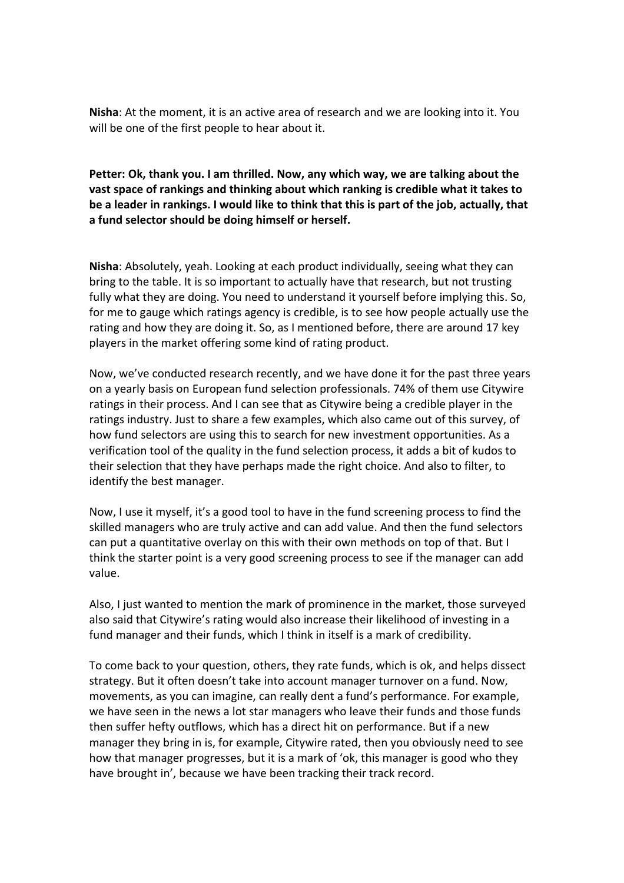**Nisha**: At the moment, it is an active area of research and we are looking into it. You will be one of the first people to hear about it.

**Petter: Ok, thank you. I am thrilled. Now, any which way, we are talking about the vast space of rankings and thinking about which ranking is credible what it takes to be a leader in rankings. I would like to think that this is part of the job, actually, that a fund selector should be doing himself or herself.**

**Nisha**: Absolutely, yeah. Looking at each product individually, seeing what they can bring to the table. It is so important to actually have that research, but not trusting fully what they are doing. You need to understand it yourself before implying this. So, for me to gauge which ratings agency is credible, is to see how people actually use the rating and how they are doing it. So, as I mentioned before, there are around 17 key players in the market offering some kind of rating product.

Now, we've conducted research recently, and we have done it for the past three years on a yearly basis on European fund selection professionals. 74% of them use Citywire ratings in their process. And I can see that as Citywire being a credible player in the ratings industry. Just to share a few examples, which also came out of this survey, of how fund selectors are using this to search for new investment opportunities. As a verification tool of the quality in the fund selection process, it adds a bit of kudos to their selection that they have perhaps made the right choice. And also to filter, to identify the best manager.

Now, I use it myself, it's a good tool to have in the fund screening process to find the skilled managers who are truly active and can add value. And then the fund selectors can put a quantitative overlay on this with their own methods on top of that. But I think the starter point is a very good screening process to see if the manager can add value.

Also, I just wanted to mention the mark of prominence in the market, those surveyed also said that Citywire's rating would also increase their likelihood of investing in a fund manager and their funds, which I think in itself is a mark of credibility.

To come back to your question, others, they rate funds, which is ok, and helps dissect strategy. But it often doesn't take into account manager turnover on a fund. Now, movements, as you can imagine, can really dent a fund's performance. For example, we have seen in the news a lot star managers who leave their funds and those funds then suffer hefty outflows, which has a direct hit on performance. But if a new manager they bring in is, for example, Citywire rated, then you obviously need to see how that manager progresses, but it is a mark of 'ok, this manager is good who they have brought in', because we have been tracking their track record.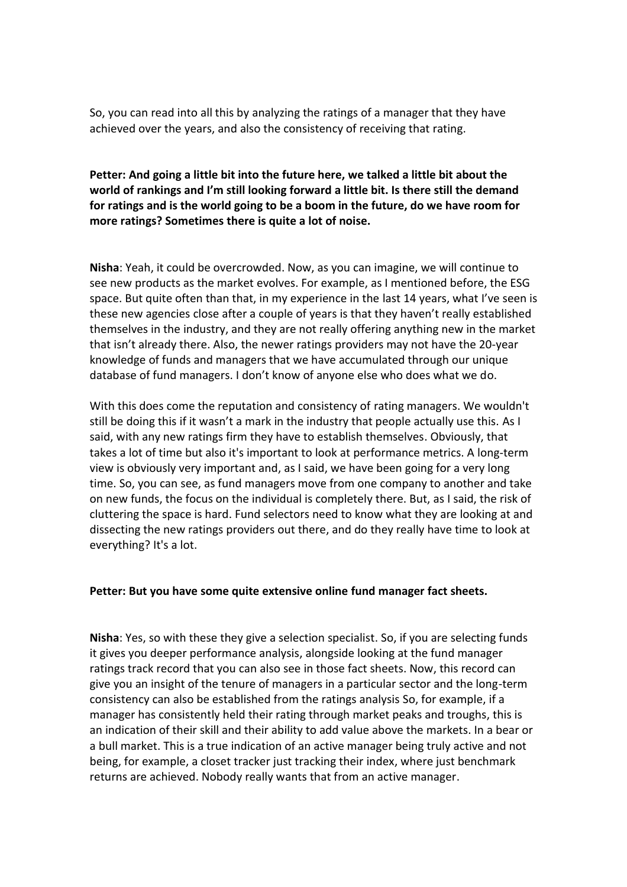So, you can read into all this by analyzing the ratings of a manager that they have achieved over the years, and also the consistency of receiving that rating.

**Petter: And going a little bit into the future here, we talked a little bit about the world of rankings and I'm still looking forward a little bit. Is there still the demand for ratings and is the world going to be a boom in the future, do we have room for more ratings? Sometimes there is quite a lot of noise.**

**Nisha**: Yeah, it could be overcrowded. Now, as you can imagine, we will continue to see new products as the market evolves. For example, as I mentioned before, the ESG space. But quite often than that, in my experience in the last 14 years, what I've seen is these new agencies close after a couple of years is that they haven't really established themselves in the industry, and they are not really offering anything new in the market that isn't already there. Also, the newer ratings providers may not have the 20-year knowledge of funds and managers that we have accumulated through our unique database of fund managers. I don't know of anyone else who does what we do.

With this does come the reputation and consistency of rating managers. We wouldn't still be doing this if it wasn't a mark in the industry that people actually use this. As I said, with any new ratings firm they have to establish themselves. Obviously, that takes a lot of time but also it's important to look at performance metrics. A long-term view is obviously very important and, as I said, we have been going for a very long time. So, you can see, as fund managers move from one company to another and take on new funds, the focus on the individual is completely there. But, as I said, the risk of cluttering the space is hard. Fund selectors need to know what they are looking at and dissecting the new ratings providers out there, and do they really have time to look at everything? It's a lot.

**Petter: But you have some quite extensive online fund manager fact sheets.**

**Nisha**: Yes, so with these they give a selection specialist. So, if you are selecting funds it gives you deeper performance analysis, alongside looking at the fund manager ratings track record that you can also see in those fact sheets. Now, this record can give you an insight of the tenure of managers in a particular sector and the long-term consistency can also be established from the ratings analysis So, for example, if a manager has consistently held their rating through market peaks and troughs, this is an indication of their skill and their ability to add value above the markets. In a bear or a bull market. This is a true indication of an active manager being truly active and not being, for example, a closet tracker just tracking their index, where just benchmark returns are achieved. Nobody really wants that from an active manager.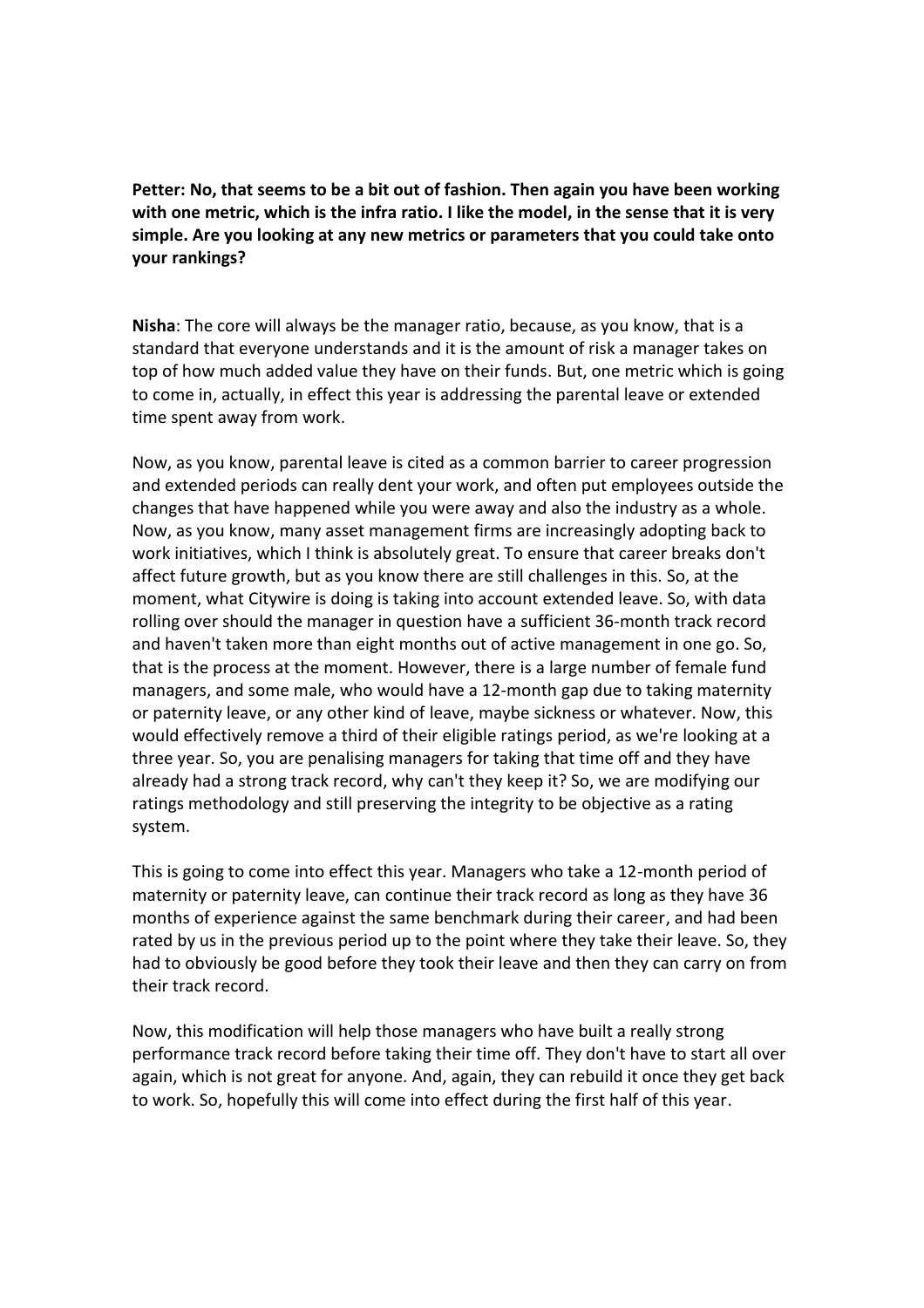**Petter: No, that seems to be a bit out of fashion. Then again you have been working with one metric, which is the infra ratio. I like the model, in the sense that it is very simple. Are you looking at any new metrics or parameters that you could take onto your rankings?**

**Nisha**: The core will always be the manager ratio, because, as you know, that is a standard that everyone understands and it is the amount of risk a manager takes on top of how much added value they have on their funds. But, one metric which is going to come in, actually, in effect this year is addressing the parental leave or extended time spent away from work.

Now, as you know, parental leave is cited as a common barrier to career progression and extended periods can really dent your work, and often put employees outside the changes that have happened while you were away and also the industry as a whole. Now, as you know, many asset management firms are increasingly adopting back to work initiatives, which I think is absolutely great. To ensure that career breaks don't affect future growth, but as you know there are still challenges in this. So, at the moment, what Citywire is doing is taking into account extended leave. So, with data rolling over should the manager in question have a sufficient 36-month track record and haven't taken more than eight months out of active management in one go. So, that is the process at the moment. However, there is a large number of female fund managers, and some male, who would have a 12-month gap due to taking maternity or paternity leave, or any other kind of leave, maybe sickness or whatever. Now, this would effectively remove a third of their eligible ratings period, as we're looking at a three year. So, you are penalising managers for taking that time off and they have already had a strong track record, why can't they keep it? So, we are modifying our ratings methodology and still preserving the integrity to be objective as a rating system.

This is going to come into effect this year. Managers who take a 12-month period of maternity or paternity leave, can continue their track record as long as they have 36 months of experience against the same benchmark during their career, and had been rated by us in the previous period up to the point where they take their leave. So, they had to obviously be good before they took their leave and then they can carry on from their track record.

Now, this modification will help those managers who have built a really strong performance track record before taking their time off. They don't have to start all over again, which is not great for anyone. And, again, they can rebuild it once they get back to work. So, hopefully this will come into effect during the first half of this year.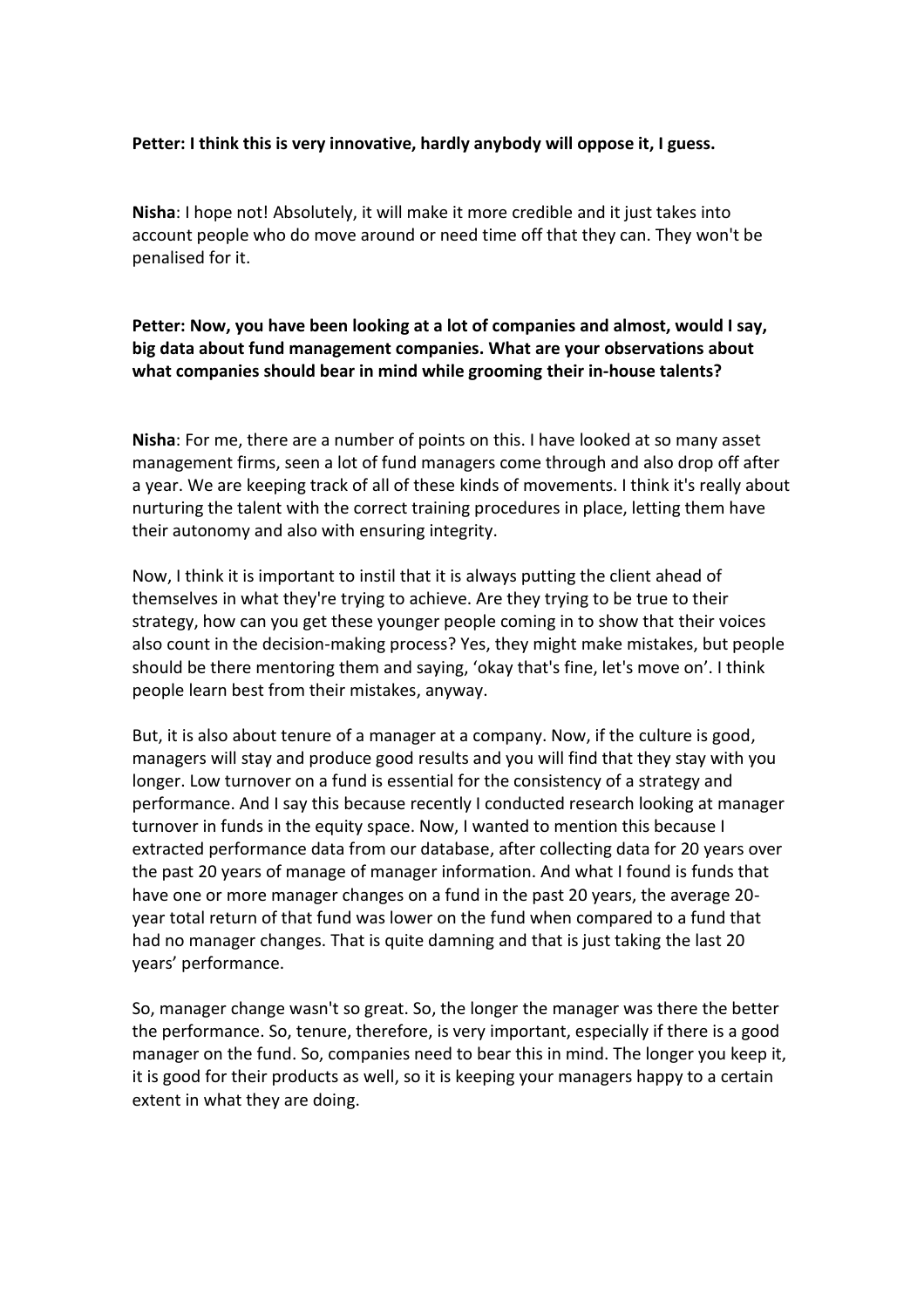**Petter: I think this is very innovative, hardly anybody will oppose it, I guess.**

**Nisha**: I hope not! Absolutely, it will make it more credible and it just takes into account people who do move around or need time off that they can. They won't be penalised for it.

**Petter: Now, you have been looking at a lot of companies and almost, would I say, big data about fund management companies. What are your observations about what companies should bear in mind while grooming their in-house talents?**

**Nisha**: For me, there are a number of points on this. I have looked at so many asset management firms, seen a lot of fund managers come through and also drop off after a year. We are keeping track of all of these kinds of movements. I think it's really about nurturing the talent with the correct training procedures in place, letting them have their autonomy and also with ensuring integrity.

Now, I think it is important to instil that it is always putting the client ahead of themselves in what they're trying to achieve. Are they trying to be true to their strategy, how can you get these younger people coming in to show that their voices also count in the decision-making process? Yes, they might make mistakes, but people should be there mentoring them and saying, 'okay that's fine, let's move on'. I think people learn best from their mistakes, anyway.

But, it is also about tenure of a manager at a company. Now, if the culture is good, managers will stay and produce good results and you will find that they stay with you longer. Low turnover on a fund is essential for the consistency of a strategy and performance. And I say this because recently I conducted research looking at manager turnover in funds in the equity space. Now, I wanted to mention this because I extracted performance data from our database, after collecting data for 20 years over the past 20 years of manage of manager information. And what I found is funds that have one or more manager changes on a fund in the past 20 years, the average 20-year total return of that fund was lower on the fund when compared to a fund that had no manager changes. That is quite damning and that is just taking the last 20 years' performance.

So, manager change wasn't so great. So, the longer the manager was there the better the performance. So, tenure, therefore, is very important, especially if there is a good manager on the fund. So, companies need to bear this in mind. The longer you keep it, it is good for their products as well, so it is keeping your managers happy to a certain extent in what they are doing.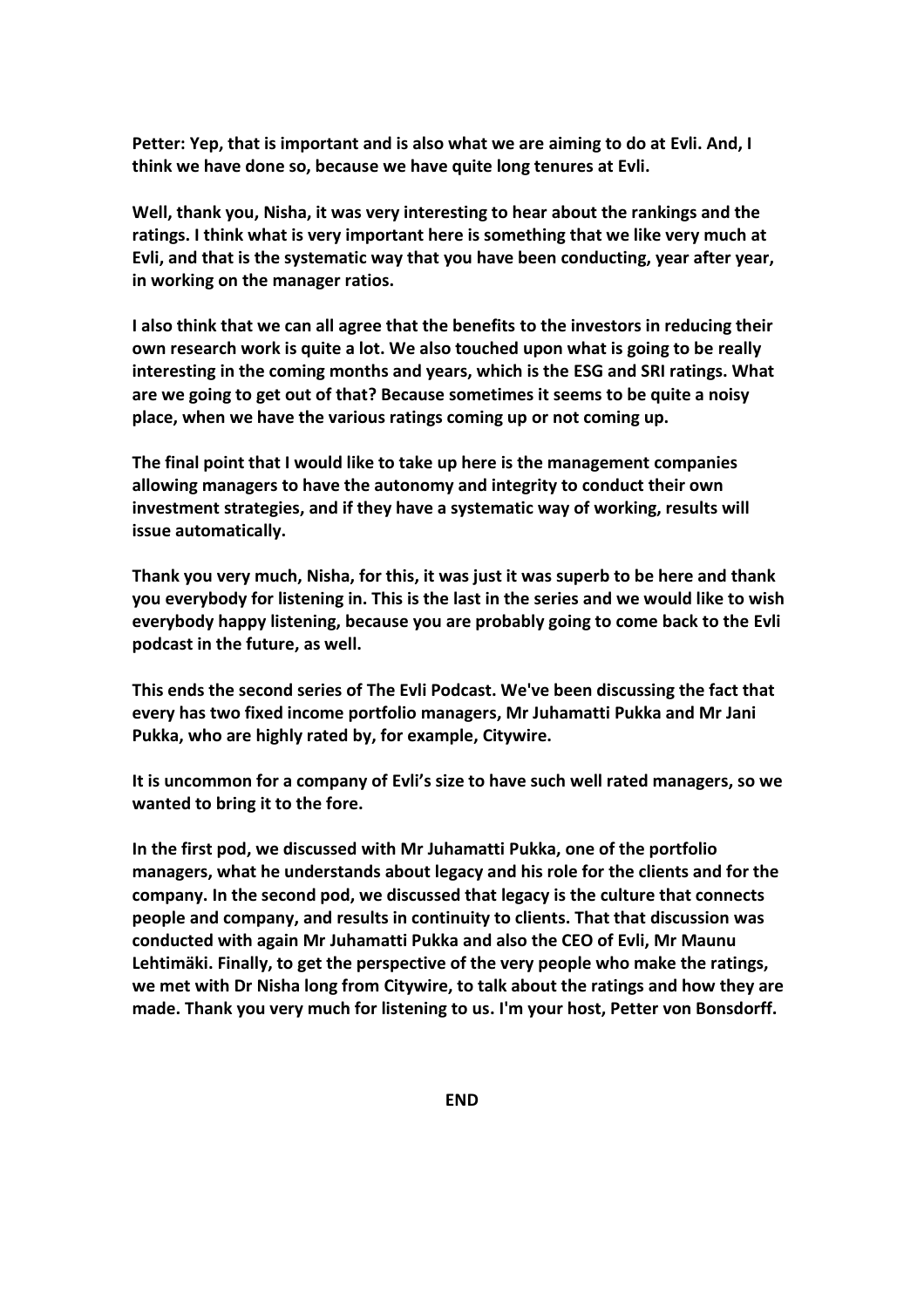**Petter: Yep, that is important and is also what we are aiming to do at Evli. And, I think we have done so, because we have quite long tenures at Evli.**

**Well, thank you, Nisha, it was very interesting to hear about the rankings and the ratings. I think what is very important here is something that we like very much at Evli, and that is the systematic way that you have been conducting, year after year, in working on the manager ratios.**

**I also think that we can all agree that the benefits to the investors in reducing their own research work is quite a lot. We also touched upon what is going to be really interesting in the coming months and years, which is the ESG and SRI ratings. What are we going to get out of that? Because sometimes it seems to be quite a noisy place, when we have the various ratings coming up or not coming up.**

**The final point that I would like to take up here is the management companies allowing managers to have the autonomy and integrity to conduct their own investment strategies, and if they have a systematic way of working, results will issue automatically.**

**Thank you very much, Nisha, for this, it was just it was superb to be here and thank you everybody for listening in. This is the last in the series and we would like to wish everybody happy listening, because you are probably going to come back to the Evli podcast in the future, as well.**

**This ends the second series of The Evli Podcast. We've been discussing the fact that every has two fixed income portfolio managers, Mr Juhamatti Pukka and Mr Jani Pukka, who are highly rated by, for example, Citywire.**

**It is uncommon for a company of Evli's size to have such well rated managers, so we wanted to bring it to the fore.**

**In the first pod, we discussed with Mr Juhamatti Pukka, one of the portfolio managers, what he understands about legacy and his role for the clients and for the company. In the second pod, we discussed that legacy is the culture that connects people and company, and results in continuity to clients. That that discussion was conducted with again Mr Juhamatti Pukka and also the CEO of Evli, Mr Maunu Lehtimäki. Finally, to get the perspective of the very people who make the ratings, we met with Dr Nisha long from Citywire, to talk about the ratings and how they are made. Thank you very much for listening to us. I'm your host, Petter von Bonsdorff.**

**END**